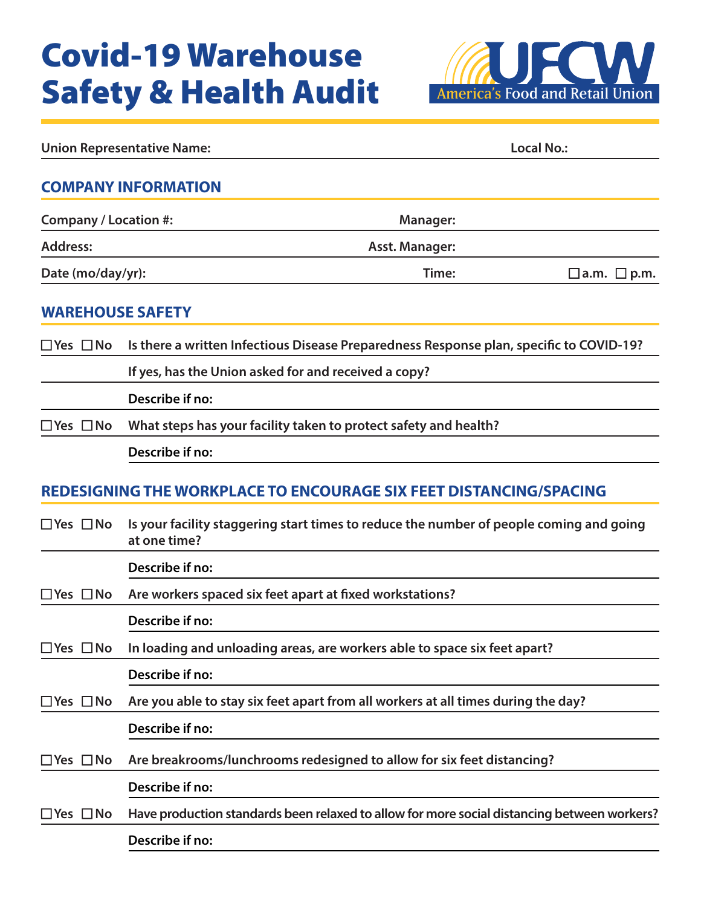# Covid-19 Warehouse Safety & Health Audit

UFCW America's Food and Retail Union

**Union Representative Name:** **Local No.:**

## COMPANY INFORMATION

**Company / Location #:** **Manager:**

**Address:** **Asst. Manager:**

**Date (mo/day/yr):** **Time:** ☐ a.m. ☐ p.m.

## WAREHOUSE SAFETY

☐ Yes ☐ No **Is there a written Infectious Disease Preparedness Response plan, specific to COVID-19?**

**If yes, has the Union asked for and received a copy?**

**Describe if no:**

☐ Yes ☐ No **What steps has your facility taken to protect safety and health?**

**Describe if no:**

## REDESIGNING THE WORKPLACE TO ENCOURAGE SIX FEET DISTANCING/SPACING

☐ Yes ☐ No **Is your facility staggering start times to reduce the number of people coming and going at one time?**

**Describe if no:**

☐ Yes ☐ No **Are workers spaced six feet apart at fixed workstations?**

**Describe if no:**

☐ Yes ☐ No **In loading and unloading areas, are workers able to space six feet apart?**

**Describe if no:**

☐ Yes ☐ No **Are you able to stay six feet apart from all workers at all times during the day?**

**Describe if no:**

☐ Yes ☐ No **Are breakrooms/lunchrooms redesigned to allow for six feet distancing?**

**Describe if no:**

☐ Yes ☐ No **Have production standards been relaxed to allow for more social distancing between workers?**

**Describe if no:**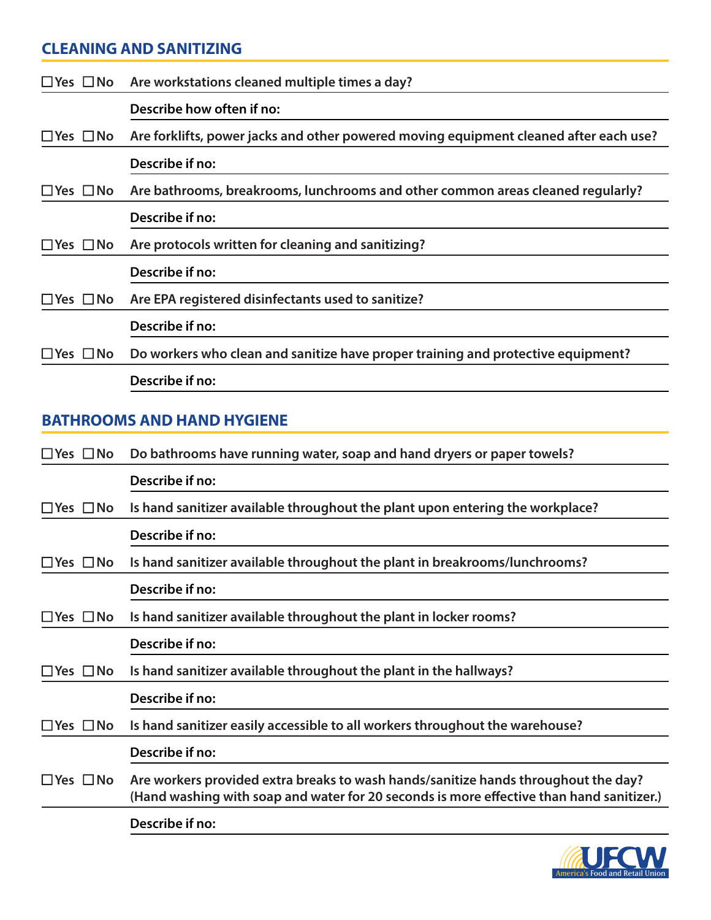## CLEANING AND SANITIZING

☐Yes ☐No **Are workstations cleaned multiple times a day?**

**Describe how often if no:**

☐Yes ☐No **Are forklifts, power jacks and other powered moving equipment cleaned after each use?**

**Describe if no:**

☐Yes ☐No **Are bathrooms, breakrooms, lunchrooms and other common areas cleaned regularly?**

**Describe if no:**

☐Yes ☐No **Are protocols written for cleaning and sanitizing?**

**Describe if no:**

☐Yes ☐No **Are EPA registered disinfectants used to sanitize?**

**Describe if no:**

☐Yes ☐No **Do workers who clean and sanitize have proper training and protective equipment?**

**Describe if no:**

## BATHROOMS AND HAND HYGIENE

☐Yes ☐No **Do bathrooms have running water, soap and hand dryers or paper towels?**

**Describe if no:**

☐Yes ☐No **Is hand sanitizer available throughout the plant upon entering the workplace?**

**Describe if no:**

☐Yes ☐No **Is hand sanitizer available throughout the plant in breakrooms/lunchrooms?**

**Describe if no:**

☐Yes ☐No **Is hand sanitizer available throughout the plant in locker rooms?**

**Describe if no:**

☐Yes ☐No **Is hand sanitizer available throughout the plant in the hallways?**

**Describe if no:**

☐Yes ☐No **Is hand sanitizer easily accessible to all workers throughout the warehouse?**

**Describe if no:**

☐Yes ☐No **Are workers provided extra breaks to wash hands/sanitize hands throughout the day? (Hand washing with soap and water for 20 seconds is more effective than hand sanitizer.)**

**Describe if no:**

UFCW America's Food and Retail Union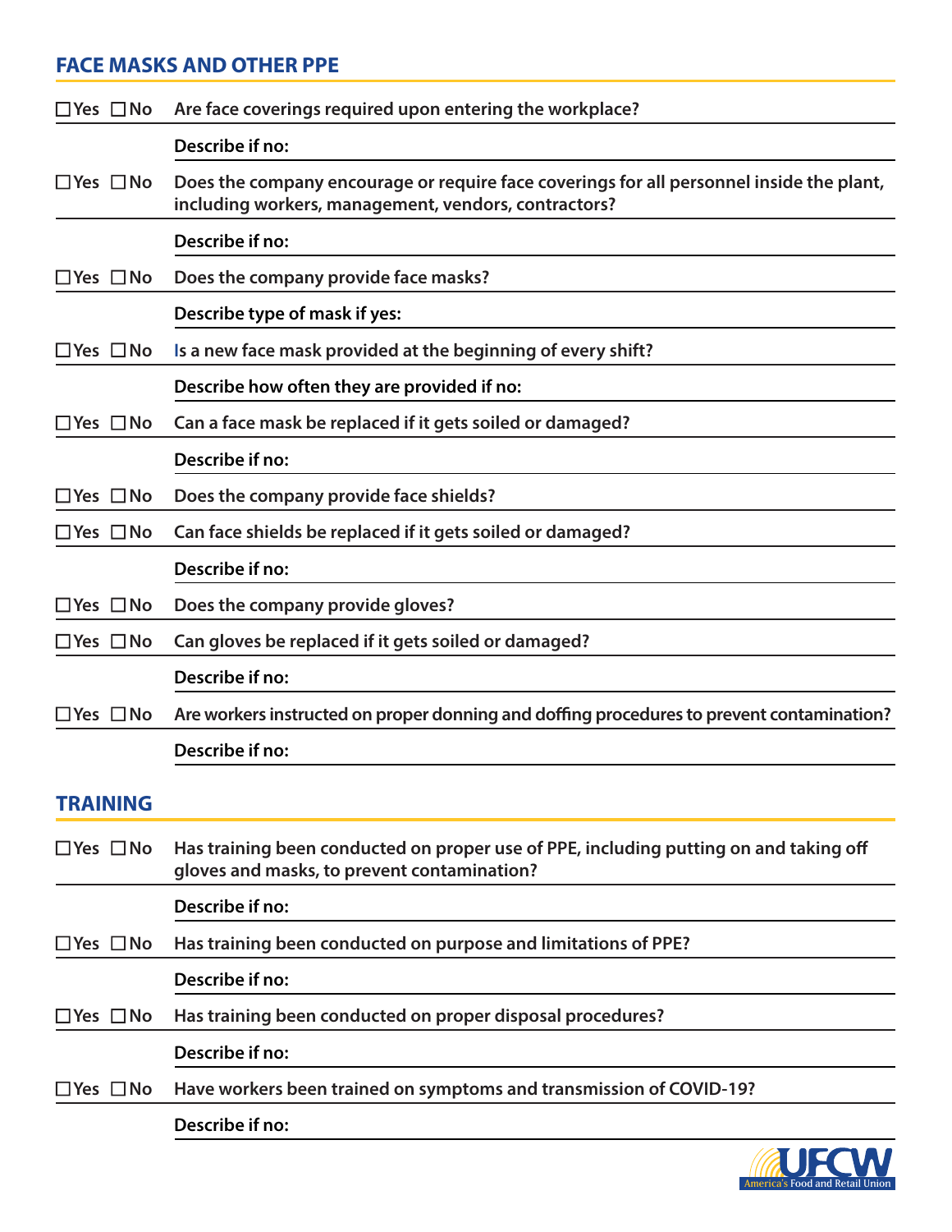## FACE MASKS AND OTHER PPE

☐Yes ☐No **Are face coverings required upon entering the workplace?**

**Describe if no:**

☐Yes ☐No **Does the company encourage or require face coverings for all personnel inside the plant, including workers, management, vendors, contractors?**

**Describe if no:**

☐Yes ☐No **Does the company provide face masks?**

**Describe type of mask if yes:**

☐Yes ☐No **Is a new face mask provided at the beginning of every shift?**

**Describe how often they are provided if no:**

☐Yes ☐No **Can a face mask be replaced if it gets soiled or damaged?**

**Describe if no:**

☐Yes ☐No **Does the company provide face shields?**

☐Yes ☐No **Can face shields be replaced if it gets soiled or damaged?**

**Describe if no:**

☐Yes ☐No **Does the company provide gloves?**

☐Yes ☐No **Can gloves be replaced if it gets soiled or damaged?**

**Describe if no:**

☐Yes ☐No **Are workers instructed on proper donning and doffing procedures to prevent contamination?**

**Describe if no:**

## TRAINING

☐Yes ☐No **Has training been conducted on proper use of PPE, including putting on and taking off gloves and masks, to prevent contamination?**

**Describe if no:**

☐Yes ☐No **Has training been conducted on purpose and limitations of PPE?**

**Describe if no:**

☐Yes ☐No **Has training been conducted on proper disposal procedures?**

**Describe if no:**

☐Yes ☐No **Have workers been trained on symptoms and transmission of COVID-19?**

**Describe if no:**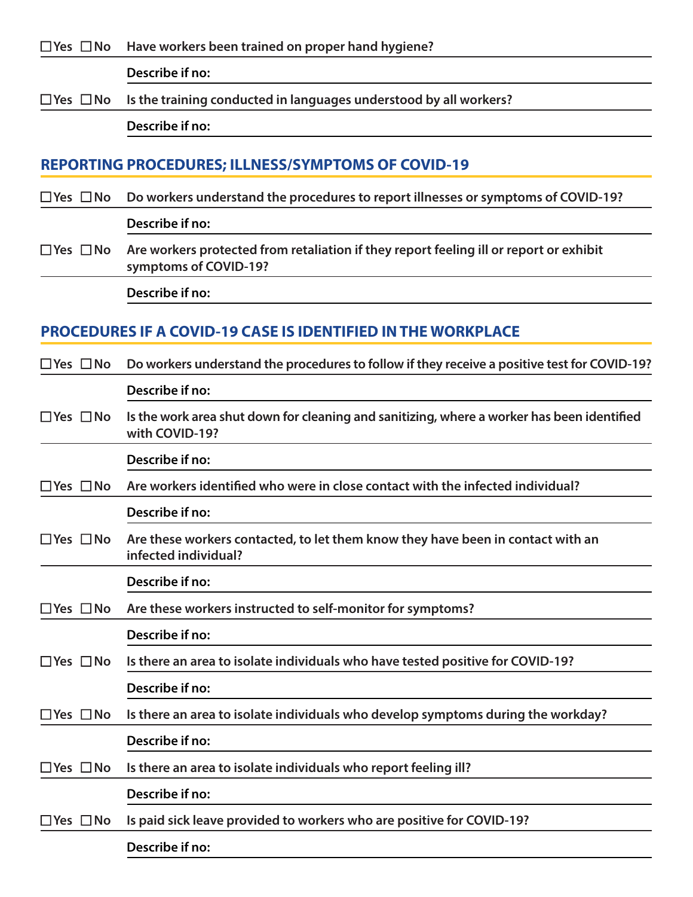☐Yes ☐No **Have workers been trained on proper hand hygiene?**

**Describe if no:**

☐Yes ☐No **Is the training conducted in languages understood by all workers?**

**Describe if no:**

## REPORTING PROCEDURES; ILLNESS/SYMPTOMS OF COVID-19

☐Yes ☐No **Do workers understand the procedures to report illnesses or symptoms of COVID-19?**

**Describe if no:**

☐Yes ☐No **Are workers protected from retaliation if they report feeling ill or report or exhibit symptoms of COVID-19?**

**Describe if no:**

## PROCEDURES IF A COVID-19 CASE IS IDENTIFIED IN THE WORKPLACE

☐Yes ☐No **Do workers understand the procedures to follow if they receive a positive test for COVID-19?**

**Describe if no:**

☐Yes ☐No **Is the work area shut down for cleaning and sanitizing, where a worker has been identified with COVID-19?**

**Describe if no:**

☐Yes ☐No **Are workers identified who were in close contact with the infected individual?**

**Describe if no:**

☐Yes ☐No **Are these workers contacted, to let them know they have been in contact with an infected individual?**

**Describe if no:**

☐Yes ☐No **Are these workers instructed to self-monitor for symptoms?**

**Describe if no:**

☐Yes ☐No **Is there an area to isolate individuals who have tested positive for COVID-19?**

**Describe if no:**

☐Yes ☐No **Is there an area to isolate individuals who develop symptoms during the workday?**

**Describe if no:**

☐Yes ☐No **Is there an area to isolate individuals who report feeling ill?**

**Describe if no:**

☐Yes ☐No **Is paid sick leave provided to workers who are positive for COVID-19?**

**Describe if no:**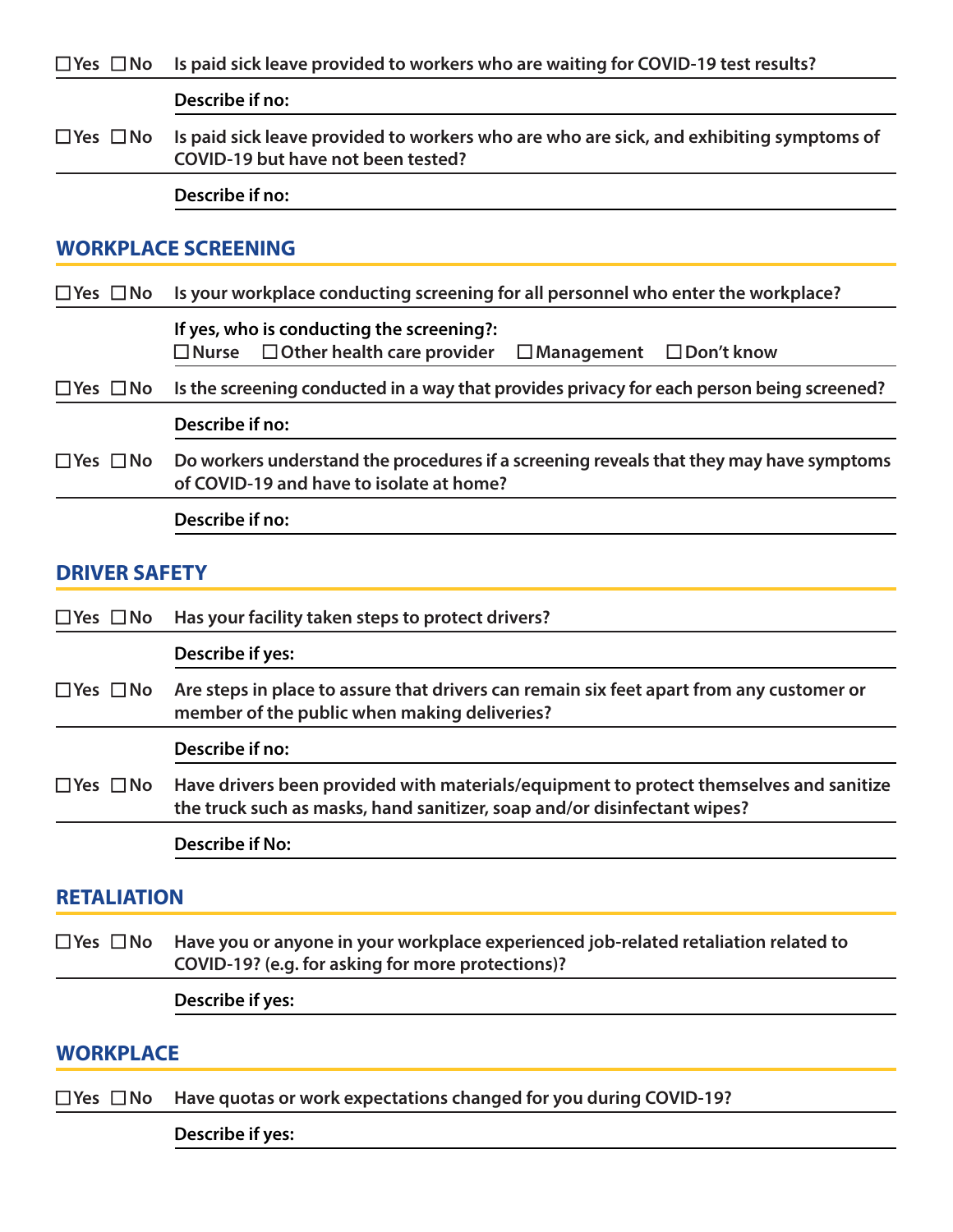☐Yes ☐No **Is paid sick leave provided to workers who are waiting for COVID-19 test results?**

**Describe if no:**

☐Yes ☐No **Is paid sick leave provided to workers who are who are sick, and exhibiting symptoms of COVID-19 but have not been tested?**

**Describe if no:**

## WORKPLACE SCREENING

☐Yes ☐No **Is your workplace conducting screening for all personnel who enter the workplace?**

**If yes, who is conducting the screening?:**
☐Nurse ☐Other health care provider ☐Management ☐Don't know

☐Yes ☐No **Is the screening conducted in a way that provides privacy for each person being screened?**

**Describe if no:**

☐Yes ☐No **Do workers understand the procedures if a screening reveals that they may have symptoms of COVID-19 and have to isolate at home?**

**Describe if no:**

## DRIVER SAFETY

☐Yes ☐No **Has your facility taken steps to protect drivers?**

**Describe if yes:**

☐Yes ☐No **Are steps in place to assure that drivers can remain six feet apart from any customer or member of the public when making deliveries?**

**Describe if no:**

☐Yes ☐No **Have drivers been provided with materials/equipment to protect themselves and sanitize the truck such as masks, hand sanitizer, soap and/or disinfectant wipes?**

**Describe if No:**

## RETALIATION

☐Yes ☐No **Have you or anyone in your workplace experienced job-related retaliation related to COVID-19? (e.g. for asking for more protections)?**

**Describe if yes:**

## WORKPLACE

☐Yes ☐No **Have quotas or work expectations changed for you during COVID-19?**

**Describe if yes:**